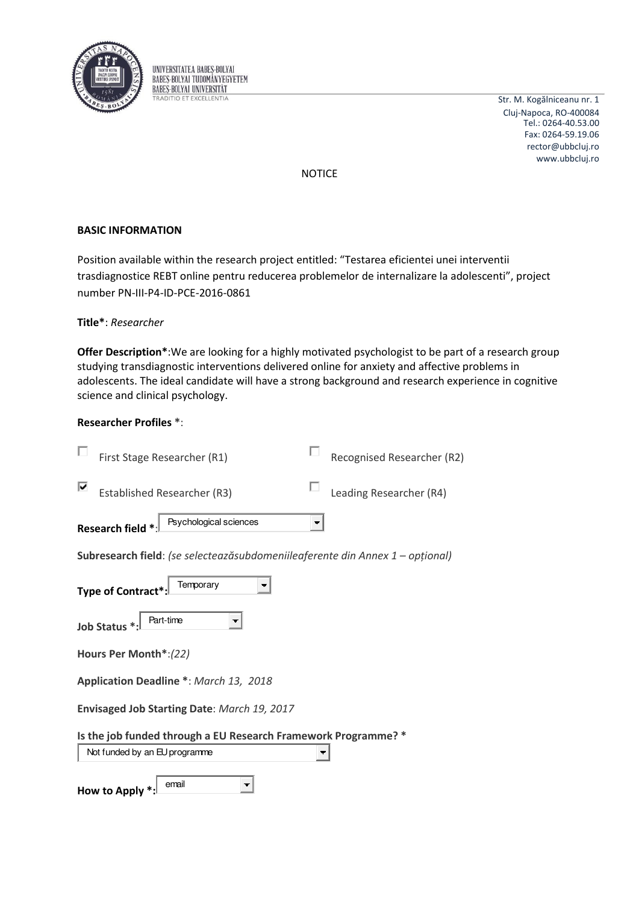UNIVERSITATEA BABEŞ-BOLYAI
BABEŞ-BOLYAI TUDOMÁNYEGYETEM
BABEŞ-BOLYAI UNIVERSITÄT
TRADITIO ET EXCELLENTIA

Str. M. Kogălniceanu nr. 1
Cluj-Napoca, RO-400084
Tel.: 0264-40.53.00
Fax: 0264-59.19.06
rector@ubbcluj.ro
www.ubbcluj.ro

NOTICE

**BASIC INFORMATION**

Position available within the research project entitled: "Testarea eficientei unei interventii trasdiagnostice REBT online pentru reducerea problemelor de internalizare la adolescenti", project number PN-III-P4-ID-PCE-2016-0861

**Title***: *Researcher*

**Offer Description***:We are looking for a highly motivated psychologist to be part of a research group studying transdiagnostic interventions delivered online for anxiety and affective problems in adolescents. The ideal candidate will have a strong background and research experience in cognitive science and clinical psychology.

**Researcher Profiles** *:

- [ ] First Stage Researcher (R1)
- [ ] Recognised Researcher (R2)
- [x] Established Researcher (R3)
- [ ] Leading Researcher (R4)

**Research field** *: Psychological sciences

**Subresearch field**: *(se selectează subdomeniile aferente din Annex 1 – opțional)*

**Type of Contract***: Temporary

**Job Status** *: Part-time

**Hours Per Month***:*(22)*

**Application Deadline** *: *March 13, 2018*

**Envisaged Job Starting Date**: *March 19, 2017*

**Is the job funded through a EU Research Framework Programme?** *

Not funded by an EU programme

**How to Apply** *: email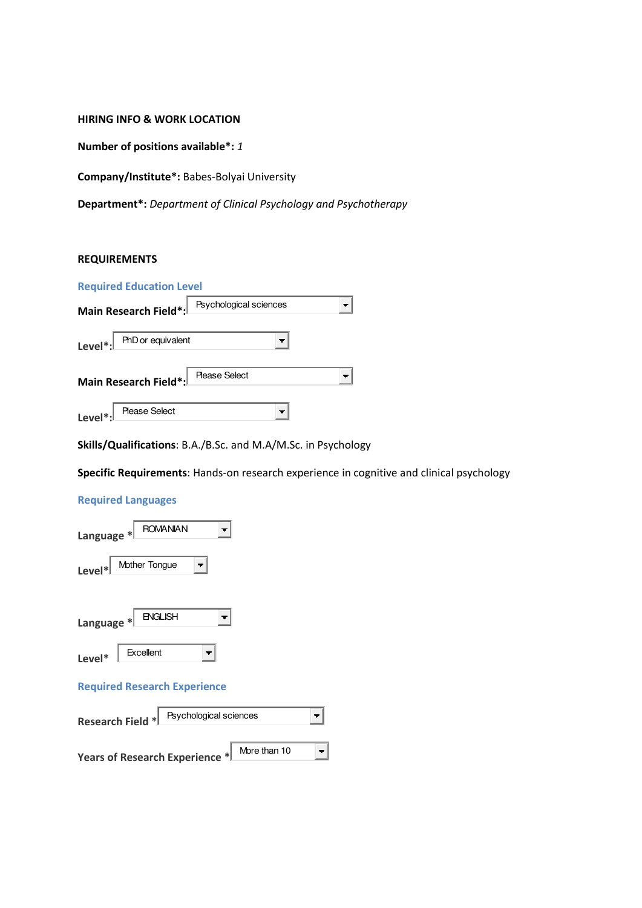**HIRING INFO & WORK LOCATION**

**Number of positions available*:** *1*

**Company/Institute*:** Babes-Bolyai University

**Department*:** *Department of Clinical Psychology and Psychotherapy*

**REQUIREMENTS**

**Required Education Level**

**Main Research Field*:** Psychological sciences

**Level*:** PhD or equivalent

**Main Research Field*:** Please Select

**Level*:** Please Select

**Skills/Qualifications**: B.A./B.Sc. and M.A/M.Sc. in Psychology

**Specific Requirements**: Hands-on research experience in cognitive and clinical psychology

**Required Languages**

**Language** *: ROMANIAN

**Level***: Mother Tongue

**Language** *: ENGLISH

**Level***: Excellent

**Required Research Experience**

**Research Field** *: Psychological sciences

**Years of Research Experience** *: More than 10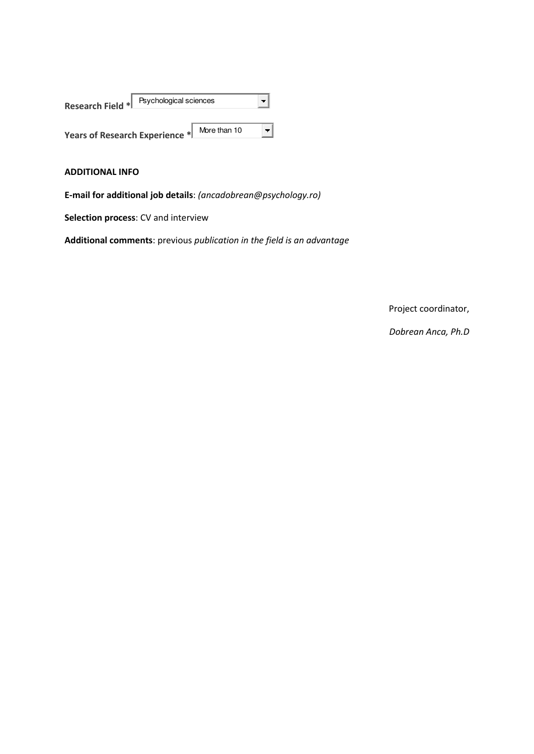**Research Field \*** Psychological sciences

**Years of Research Experience \*** More than 10

**ADDITIONAL INFO**

**E-mail for additional job details**: *(ancadobrean@psychology.ro)*

**Selection process**: CV and interview

**Additional comments**: previous *publication in the field is an advantage*

Project coordinator,

*Dobrean Anca, Ph.D*